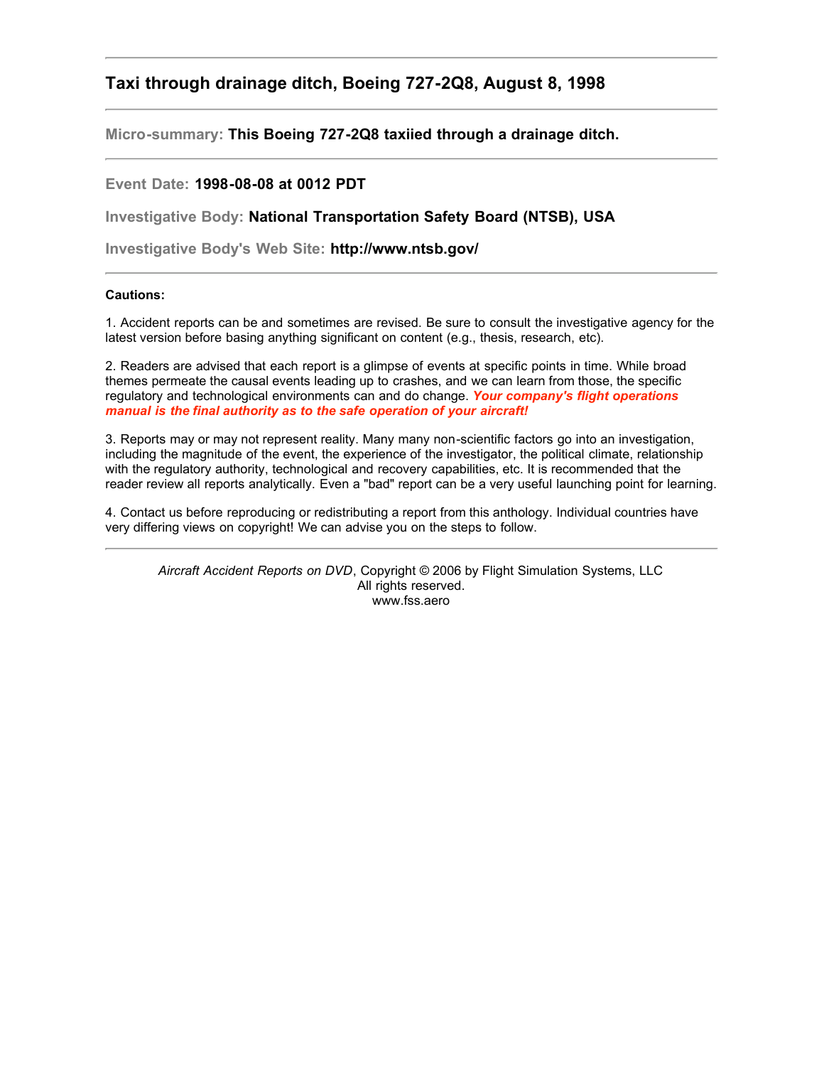## Taxi through drainage ditch, Boeing 727-2Q8, August 8, 1998

---

**Micro-summary:** **This Boeing 727-2Q8 taxiied through a drainage ditch.**

---

**Event Date:** **1998-08-08 at 0012 PDT**

**Investigative Body:** **National Transportation Safety Board (NTSB), USA**

**Investigative Body's Web Site:** **http://www.ntsb.gov/**

---

**Cautions:**

1. Accident reports can be and sometimes are revised. Be sure to consult the investigative agency for the latest version before basing anything significant on content (e.g., thesis, research, etc).

2. Readers are advised that each report is a glimpse of events at specific points in time. While broad themes permeate the causal events leading up to crashes, and we can learn from those, the specific regulatory and technological environments can and do change. ***Your company's flight operations manual is the final authority as to the safe operation of your aircraft!***

3. Reports may or may not represent reality. Many many non-scientific factors go into an investigation, including the magnitude of the event, the experience of the investigator, the political climate, relationship with the regulatory authority, technological and recovery capabilities, etc. It is recommended that the reader review all reports analytically. Even a "bad" report can be a very useful launching point for learning.

4. Contact us before reproducing or redistributing a report from this anthology. Individual countries have very differing views on copyright! We can advise you on the steps to follow.

---

*Aircraft Accident Reports on DVD*, Copyright © 2006 by Flight Simulation Systems, LLC
All rights reserved.
www.fss.aero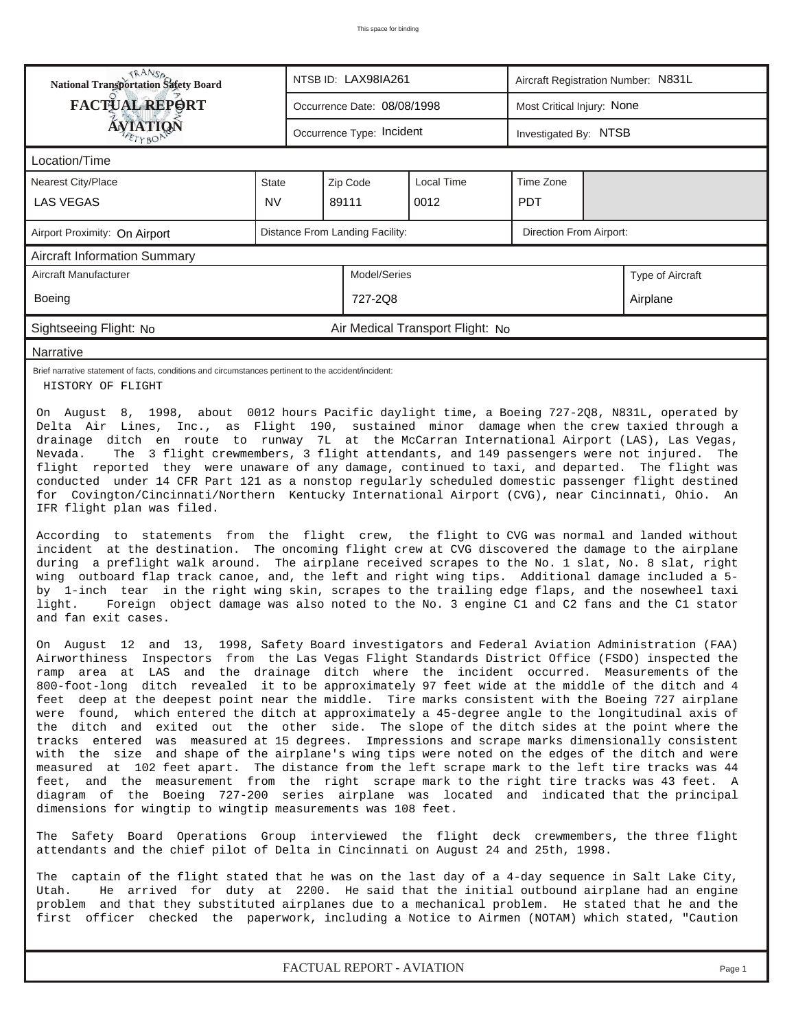This space for binding

| National Transportation Safety Board FACTUAL REPORT AVIATION | NTSB ID: LAX98IA261 | Aircraft Registration Number: N831L |
|---|---|---|
| | Occurrence Date: 08/08/1998 | Most Critical Injury: None |
| | Occurrence Type: Incident | Investigated By: NTSB |

**Location/Time**

| Nearest City/Place | State | Zip Code | Local Time | Time Zone |
|---|---|---|---|---|
| LAS VEGAS | NV | 89111 | 0012 | PDT |

| Airport Proximity: On Airport | Distance From Landing Facility: | Direction From Airport: |
|---|---|---|

**Aircraft Information Summary**

| Aircraft Manufacturer | Model/Series | Type of Aircraft |
|---|---|---|
| Boeing | 727-2Q8 | Airplane |

Sightseeing Flight: No Air Medical Transport Flight: No

**Narrative**

Brief narrative statement of facts, conditions and circumstances pertinent to the accident/incident:

HISTORY OF FLIGHT

On August 8, 1998, about 0012 hours Pacific daylight time, a Boeing 727-2Q8, N831L, operated by Delta Air Lines, Inc., as Flight 190, sustained minor damage when the crew taxied through a drainage ditch en route to runway 7L at the McCarran International Airport (LAS), Las Vegas, Nevada. The 3 flight crewmembers, 3 flight attendants, and 149 passengers were not injured. The flight reported they were unaware of any damage, continued to taxi, and departed. The flight was conducted under 14 CFR Part 121 as a nonstop regularly scheduled domestic passenger flight destined for Covington/Cincinnati/Northern Kentucky International Airport (CVG), near Cincinnati, Ohio. An IFR flight plan was filed.

According to statements from the flight crew, the flight to CVG was normal and landed without incident at the destination. The oncoming flight crew at CVG discovered the damage to the airplane during a preflight walk around. The airplane received scrapes to the No. 1 slat, No. 8 slat, right wing outboard flap track canoe, and, the left and right wing tips. Additional damage included a 5- by 1-inch tear in the right wing skin, scrapes to the trailing edge flaps, and the nosewheel taxi light. Foreign object damage was also noted to the No. 3 engine C1 and C2 fans and the C1 stator and fan exit cases.

On August 12 and 13, 1998, Safety Board investigators and Federal Aviation Administration (FAA) Airworthiness Inspectors from the Las Vegas Flight Standards District Office (FSDO) inspected the ramp area at LAS and the drainage ditch where the incident occurred. Measurements of the 800-foot-long ditch revealed it to be approximately 97 feet wide at the middle of the ditch and 4 feet deep at the deepest point near the middle. Tire marks consistent with the Boeing 727 airplane were found, which entered the ditch at approximately a 45-degree angle to the longitudinal axis of the ditch and exited out the other side. The slope of the ditch sides at the point where the tracks entered was measured at 15 degrees. Impressions and scrape marks dimensionally consistent with the size and shape of the airplane's wing tips were noted on the edges of the ditch and were measured at 102 feet apart. The distance from the left scrape mark to the left tire tracks was 44 feet, and the measurement from the right scrape mark to the right tire tracks was 43 feet. A diagram of the Boeing 727-200 series airplane was located and indicated that the principal dimensions for wingtip to wingtip measurements was 108 feet.

The Safety Board Operations Group interviewed the flight deck crewmembers, the three flight attendants and the chief pilot of Delta in Cincinnati on August 24 and 25th, 1998.

The captain of the flight stated that he was on the last day of a 4-day sequence in Salt Lake City, Utah. He arrived for duty at 2200. He said that the initial outbound airplane had an engine problem and that they substituted airplanes due to a mechanical problem. He stated that he and the first officer checked the paperwork, including a Notice to Airmen (NOTAM) which stated, "Caution

FACTUAL REPORT - AVIATION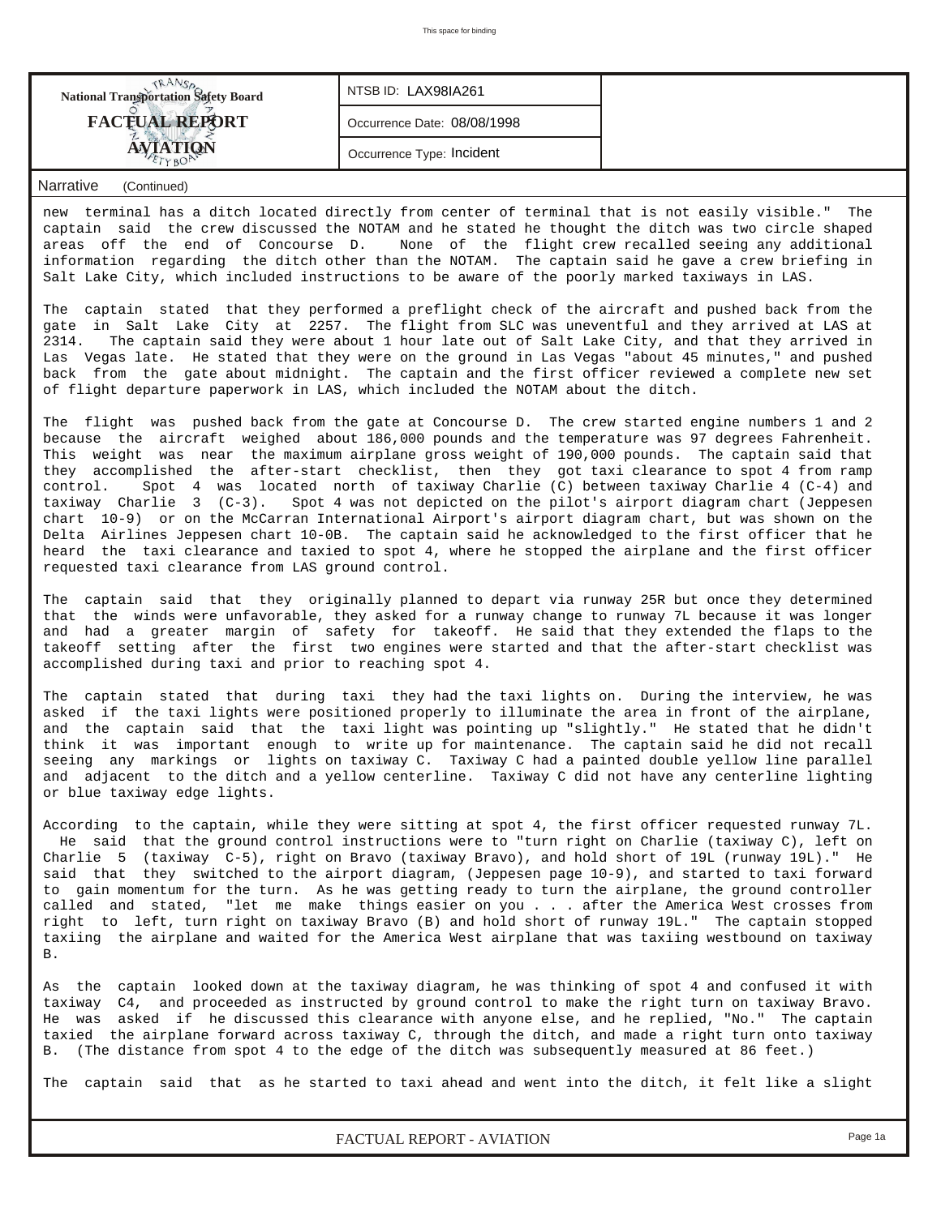**National Transportation Safety Board**
**FACTUAL REPORT**
**AVIATION**

NTSB ID: LAX98IA261

Occurrence Date: 08/08/1998

Occurrence Type: Incident

Narrative (Continued)

new terminal has a ditch located directly from center of terminal that is not easily visible." The captain said the crew discussed the NOTAM and he stated he thought the ditch was two circle shaped areas off the end of Concourse D. None of the flight crew recalled seeing any additional information regarding the ditch other than the NOTAM. The captain said he gave a crew briefing in Salt Lake City, which included instructions to be aware of the poorly marked taxiways in LAS.

The captain stated that they performed a preflight check of the aircraft and pushed back from the gate in Salt Lake City at 2257. The flight from SLC was uneventful and they arrived at LAS at 2314. The captain said they were about 1 hour late out of Salt Lake City, and that they arrived in Las Vegas late. He stated that they were on the ground in Las Vegas "about 45 minutes," and pushed back from the gate about midnight. The captain and the first officer reviewed a complete new set of flight departure paperwork in LAS, which included the NOTAM about the ditch.

The flight was pushed back from the gate at Concourse D. The crew started engine numbers 1 and 2 because the aircraft weighed about 186,000 pounds and the temperature was 97 degrees Fahrenheit. This weight was near the maximum airplane gross weight of 190,000 pounds. The captain said that they accomplished the after-start checklist, then they got taxi clearance to spot 4 from ramp control. Spot 4 was located north of taxiway Charlie (C) between taxiway Charlie 4 (C-4) and taxiway Charlie 3 (C-3). Spot 4 was not depicted on the pilot's airport diagram chart (Jeppesen chart 10-9) or on the McCarran International Airport's airport diagram chart, but was shown on the Delta Airlines Jeppesen chart 10-0B. The captain said he acknowledged to the first officer that he heard the taxi clearance and taxied to spot 4, where he stopped the airplane and the first officer requested taxi clearance from LAS ground control.

The captain said that they originally planned to depart via runway 25R but once they determined that the winds were unfavorable, they asked for a runway change to runway 7L because it was longer and had a greater margin of safety for takeoff. He said that they extended the flaps to the takeoff setting after the first two engines were started and that the after-start checklist was accomplished during taxi and prior to reaching spot 4.

The captain stated that during taxi they had the taxi lights on. During the interview, he was asked if the taxi lights were positioned properly to illuminate the area in front of the airplane, and the captain said that the taxi light was pointing up "slightly." He stated that he didn't think it was important enough to write up for maintenance. The captain said he did not recall seeing any markings or lights on taxiway C. Taxiway C had a painted double yellow line parallel and adjacent to the ditch and a yellow centerline. Taxiway C did not have any centerline lighting or blue taxiway edge lights.

According to the captain, while they were sitting at spot 4, the first officer requested runway 7L. He said that the ground control instructions were to "turn right on Charlie (taxiway C), left on Charlie 5 (taxiway C-5), right on Bravo (taxiway Bravo), and hold short of 19L (runway 19L)." He said that they switched to the airport diagram, (Jeppesen page 10-9), and started to taxi forward to gain momentum for the turn. As he was getting ready to turn the airplane, the ground controller called and stated, "let me make things easier on you . . . after the America West crosses from right to left, turn right on taxiway Bravo (B) and hold short of runway 19L." The captain stopped taxiing the airplane and waited for the America West airplane that was taxiing westbound on taxiway B.

As the captain looked down at the taxiway diagram, he was thinking of spot 4 and confused it with taxiway C4, and proceeded as instructed by ground control to make the right turn on taxiway Bravo. He was asked if he discussed this clearance with anyone else, and he replied, "No." The captain taxied the airplane forward across taxiway C, through the ditch, and made a right turn onto taxiway B. (The distance from spot 4 to the edge of the ditch was subsequently measured at 86 feet.)

The captain said that as he started to taxi ahead and went into the ditch, it felt like a slight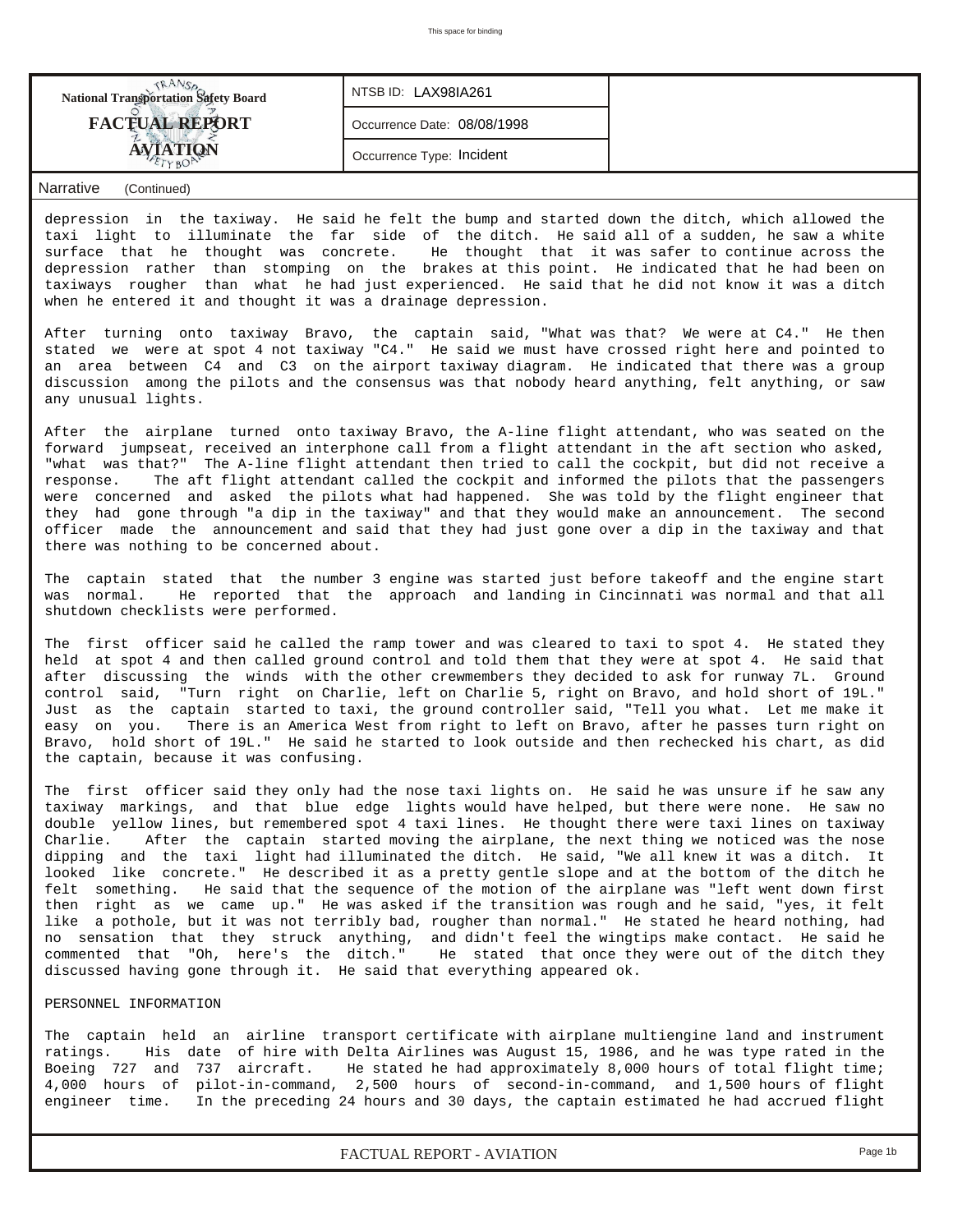## Narrative (Continued)

depression in the taxiway. He said he felt the bump and started down the ditch, which allowed the taxi light to illuminate the far side of the ditch. He said all of a sudden, he saw a white surface that he thought was concrete. He thought that it was safer to continue across the depression rather than stomping on the brakes at this point. He indicated that he had been on taxiways rougher than what he had just experienced. He said that he did not know it was a ditch when he entered it and thought it was a drainage depression.

After turning onto taxiway Bravo, the captain said, "What was that? We were at C4." He then stated we were at spot 4 not taxiway "C4." He said we must have crossed right here and pointed to an area between C4 and C3 on the airport taxiway diagram. He indicated that there was a group discussion among the pilots and the consensus was that nobody heard anything, felt anything, or saw any unusual lights.

After the airplane turned onto taxiway Bravo, the A-line flight attendant, who was seated on the forward jumpseat, received an interphone call from a flight attendant in the aft section who asked, "what was that?" The A-line flight attendant then tried to call the cockpit, but did not receive a response. The aft flight attendant called the cockpit and informed the pilots that the passengers were concerned and asked the pilots what had happened. She was told by the flight engineer that they had gone through "a dip in the taxiway" and that they would make an announcement. The second officer made the announcement and said that they had just gone over a dip in the taxiway and that there was nothing to be concerned about.

The captain stated that the number 3 engine was started just before takeoff and the engine start was normal. He reported that the approach and landing in Cincinnati was normal and that all shutdown checklists were performed.

The first officer said he called the ramp tower and was cleared to taxi to spot 4. He stated they held at spot 4 and then called ground control and told them that they were at spot 4. He said that after discussing the winds with the other crewmembers they decided to ask for runway 7L. Ground control said, "Turn right on Charlie, left on Charlie 5, right on Bravo, and hold short of 19L." Just as the captain started to taxi, the ground controller said, "Tell you what. Let me make it easy on you. There is an America West from right to left on Bravo, after he passes turn right on Bravo, hold short of 19L." He said he started to look outside and then rechecked his chart, as did the captain, because it was confusing.

The first officer said they only had the nose taxi lights on. He said he was unsure if he saw any taxiway markings, and that blue edge lights would have helped, but there were none. He saw no double yellow lines, but remembered spot 4 taxi lines. He thought there were taxi lines on taxiway Charlie. After the captain started moving the airplane, the next thing we noticed was the nose dipping and the taxi light had illuminated the ditch. He said, "We all knew it was a ditch. It looked like concrete." He described it as a pretty gentle slope and at the bottom of the ditch he felt something. He said that the sequence of the motion of the airplane was "left went down first then right as we came up." He was asked if the transition was rough and he said, "yes, it felt like a pothole, but it was not terribly bad, rougher than normal." He stated he heard nothing, had no sensation that they struck anything, and didn't feel the wingtips make contact. He said he commented that "Oh, here's the ditch." He stated that once they were out of the ditch they discussed having gone through it. He said that everything appeared ok.

PERSONNEL INFORMATION

The captain held an airline transport certificate with airplane multiengine land and instrument ratings. His date of hire with Delta Airlines was August 15, 1986, and he was type rated in the Boeing 727 and 737 aircraft. He stated he had approximately 8,000 hours of total flight time; 4,000 hours of pilot-in-command, 2,500 hours of second-in-command, and 1,500 hours of flight engineer time. In the preceding 24 hours and 30 days, the captain estimated he had accrued flight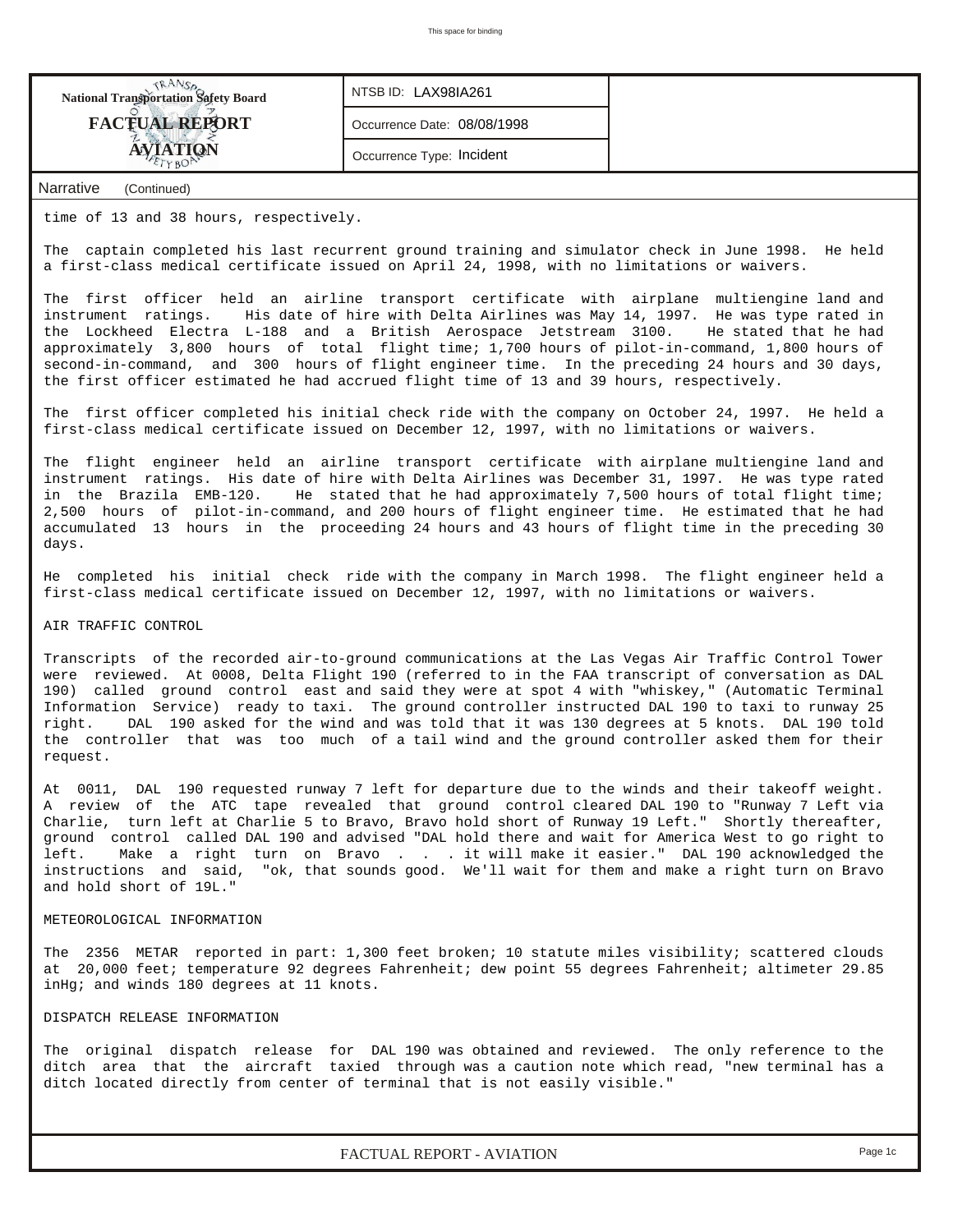time of 13 and 38 hours, respectively.

The captain completed his last recurrent ground training and simulator check in June 1998. He held a first-class medical certificate issued on April 24, 1998, with no limitations or waivers.

The first officer held an airline transport certificate with airplane multiengine land and instrument ratings. His date of hire with Delta Airlines was May 14, 1997. He was type rated in the Lockheed Electra L-188 and a British Aerospace Jetstream 3100. He stated that he had approximately 3,800 hours of total flight time; 1,700 hours of pilot-in-command, 1,800 hours of second-in-command, and 300 hours of flight engineer time. In the preceding 24 hours and 30 days, the first officer estimated he had accrued flight time of 13 and 39 hours, respectively.

The first officer completed his initial check ride with the company on October 24, 1997. He held a first-class medical certificate issued on December 12, 1997, with no limitations or waivers.

The flight engineer held an airline transport certificate with airplane multiengine land and instrument ratings. His date of hire with Delta Airlines was December 31, 1997. He was type rated in the Brazila EMB-120. He stated that he had approximately 7,500 hours of total flight time; 2,500 hours of pilot-in-command, and 200 hours of flight engineer time. He estimated that he had accumulated 13 hours in the proceeding 24 hours and 43 hours of flight time in the preceding 30 days.

He completed his initial check ride with the company in March 1998. The flight engineer held a first-class medical certificate issued on December 12, 1997, with no limitations or waivers.

AIR TRAFFIC CONTROL

Transcripts of the recorded air-to-ground communications at the Las Vegas Air Traffic Control Tower were reviewed. At 0008, Delta Flight 190 (referred to in the FAA transcript of conversation as DAL 190) called ground control east and said they were at spot 4 with "whiskey," (Automatic Terminal Information Service) ready to taxi. The ground controller instructed DAL 190 to taxi to runway 25 right. DAL 190 asked for the wind and was told that it was 130 degrees at 5 knots. DAL 190 told the controller that was too much of a tail wind and the ground controller asked them for their request.

At 0011, DAL 190 requested runway 7 left for departure due to the winds and their takeoff weight. A review of the ATC tape revealed that ground control cleared DAL 190 to "Runway 7 Left via Charlie, turn left at Charlie 5 to Bravo, Bravo hold short of Runway 19 Left." Shortly thereafter, ground control called DAL 190 and advised "DAL hold there and wait for America West to go right to left. Make a right turn on Bravo . . . it will make it easier." DAL 190 acknowledged the instructions and said, "ok, that sounds good. We'll wait for them and make a right turn on Bravo and hold short of 19L."

METEOROLOGICAL INFORMATION

The 2356 METAR reported in part: 1,300 feet broken; 10 statute miles visibility; scattered clouds at 20,000 feet; temperature 92 degrees Fahrenheit; dew point 55 degrees Fahrenheit; altimeter 29.85 inHg; and winds 180 degrees at 11 knots.

DISPATCH RELEASE INFORMATION

The original dispatch release for DAL 190 was obtained and reviewed. The only reference to the ditch area that the aircraft taxied through was a caution note which read, "new terminal has a ditch located directly from center of terminal that is not easily visible."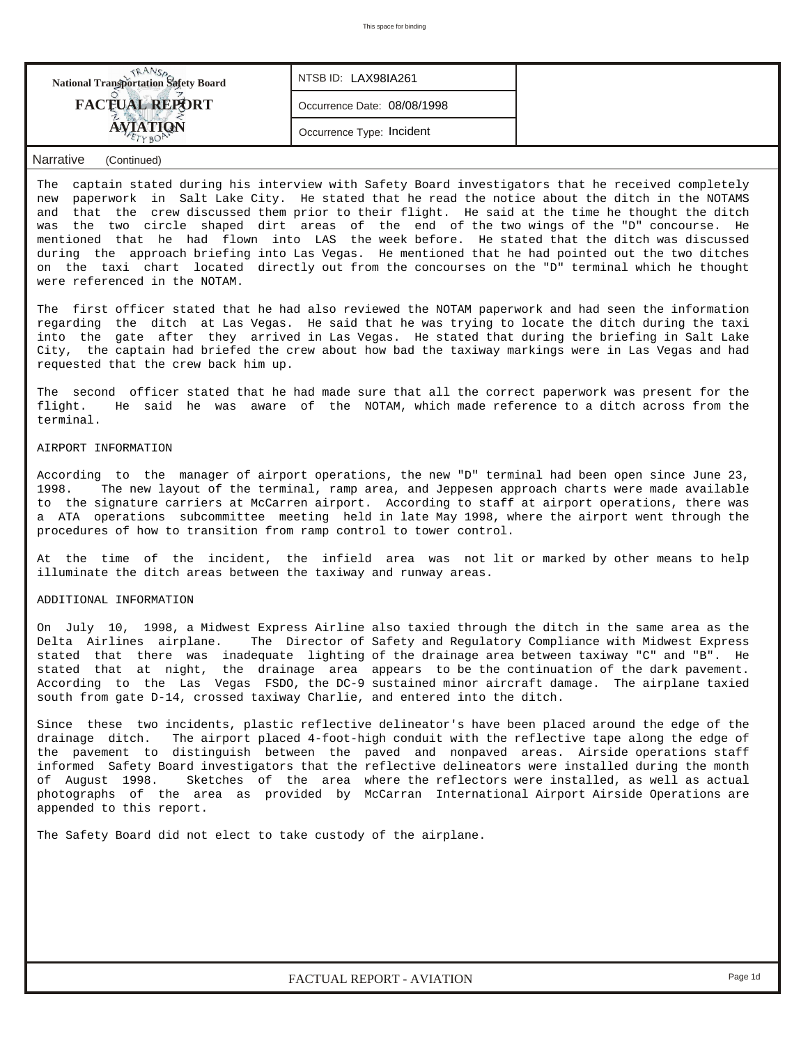| National Transportation Safety Board FACTUAL REPORT AVIATION | NTSB ID: LAX98IA261 | |
|---|---|---|
| | Occurrence Date: 08/08/1998 | |
| | Occurrence Type: Incident | |

Narrative (Continued)

The captain stated during his interview with Safety Board investigators that he received completely new paperwork in Salt Lake City. He stated that he read the notice about the ditch in the NOTAMS and that the crew discussed them prior to their flight. He said at the time he thought the ditch was the two circle shaped dirt areas of the end of the two wings of the "D" concourse. He mentioned that he had flown into LAS the week before. He stated that the ditch was discussed during the approach briefing into Las Vegas. He mentioned that he had pointed out the two ditches on the taxi chart located directly out from the concourses on the "D" terminal which he thought were referenced in the NOTAM.

The first officer stated that he had also reviewed the NOTAM paperwork and had seen the information regarding the ditch at Las Vegas. He said that he was trying to locate the ditch during the taxi into the gate after they arrived in Las Vegas. He stated that during the briefing in Salt Lake City, the captain had briefed the crew about how bad the taxiway markings were in Las Vegas and had requested that the crew back him up.

The second officer stated that he had made sure that all the correct paperwork was present for the flight. He said he was aware of the NOTAM, which made reference to a ditch across from the terminal.

AIRPORT INFORMATION

According to the manager of airport operations, the new "D" terminal had been open since June 23, 1998. The new layout of the terminal, ramp area, and Jeppesen approach charts were made available to the signature carriers at McCarren airport. According to staff at airport operations, there was a ATA operations subcommittee meeting held in late May 1998, where the airport went through the procedures of how to transition from ramp control to tower control.

At the time of the incident, the infield area was not lit or marked by other means to help illuminate the ditch areas between the taxiway and runway areas.

ADDITIONAL INFORMATION

On July 10, 1998, a Midwest Express Airline also taxied through the ditch in the same area as the Delta Airlines airplane. The Director of Safety and Regulatory Compliance with Midwest Express stated that there was inadequate lighting of the drainage area between taxiway "C" and "B". He stated that at night, the drainage area appears to be the continuation of the dark pavement. According to the Las Vegas FSDO, the DC-9 sustained minor aircraft damage. The airplane taxied south from gate D-14, crossed taxiway Charlie, and entered into the ditch.

Since these two incidents, plastic reflective delineator's have been placed around the edge of the drainage ditch. The airport placed 4-foot-high conduit with the reflective tape along the edge of the pavement to distinguish between the paved and nonpaved areas. Airside operations staff informed Safety Board investigators that the reflective delineators were installed during the month of August 1998. Sketches of the area where the reflectors were installed, as well as actual photographs of the area as provided by McCarran International Airport Airside Operations are appended to this report.

The Safety Board did not elect to take custody of the airplane.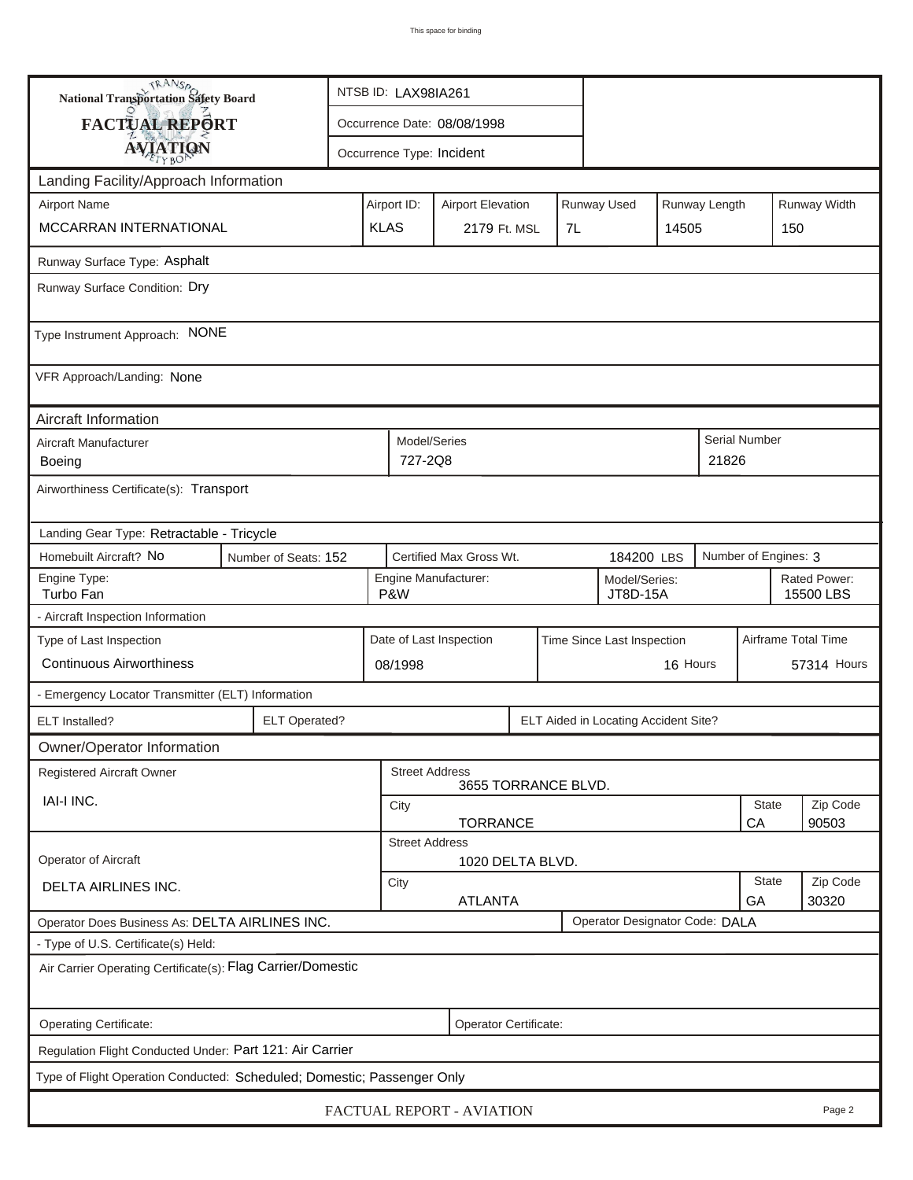**National Transportation Safety Board**
**FACTUAL REPORT**
**AVIATION**

| | |
|---|---|
| NTSB ID: LAX98IA261 | |
| Occurrence Date: 08/08/1998 | |
| Occurrence Type: Incident | |

## Landing Facility/Approach Information

| Airport Name | Airport ID: | Airport Elevation | Runway Used | Runway Length | Runway Width |
|---|---|---|---|---|---|
| MCCARRAN INTERNATIONAL | KLAS | 2179 Ft. MSL | 7L | 14505 | 150 |

Runway Surface Type: Asphalt

Runway Surface Condition: Dry

Type Instrument Approach: NONE

VFR Approach/Landing: None

## Aircraft Information

| Aircraft Manufacturer | Model/Series | Serial Number |
|---|---|---|
| Boeing | 727-2Q8 | 21826 |

Airworthiness Certificate(s): Transport

Landing Gear Type: Retractable - Tricycle

| Homebuilt Aircraft? No | Number of Seats: 152 | Certified Max Gross Wt. 184200 LBS | Number of Engines: 3 |
|---|---|---|---|

| Engine Type: | Engine Manufacturer: | Model/Series: | Rated Power: |
|---|---|---|---|
| Turbo Fan | P&W | JT8D-15A | 15500 LBS |

- Aircraft Inspection Information

| Type of Last Inspection | Date of Last Inspection | Time Since Last Inspection | Airframe Total Time |
|---|---|---|---|
| Continuous Airworthiness | 08/1998 | 16 Hours | 57314 Hours |

- Emergency Locator Transmitter (ELT) Information

| ELT Installed? | ELT Operated? | ELT Aided in Locating Accident Site? |
|---|---|---|

## Owner/Operator Information

| Registered Aircraft Owner | Street Address | | |
|---|---|---|---|
| IAI-I INC. | 3655 TORRANCE BLVD. | | |
| | City | State | Zip Code |
| | TORRANCE | CA | 90503 |

| Operator of Aircraft | Street Address | | |
|---|---|---|---|
| DELTA AIRLINES INC. | 1020 DELTA BLVD. | | |
| | City | State | Zip Code |
| | ATLANTA | GA | 30320 |

Operator Does Business As: DELTA AIRLINES INC. | Operator Designator Code: DALA

- Type of U.S. Certificate(s) Held:

Air Carrier Operating Certificate(s): Flag Carrier/Domestic

Operating Certificate: | Operator Certificate:

Regulation Flight Conducted Under: Part 121: Air Carrier

Type of Flight Operation Conducted: Scheduled; Domestic; Passenger Only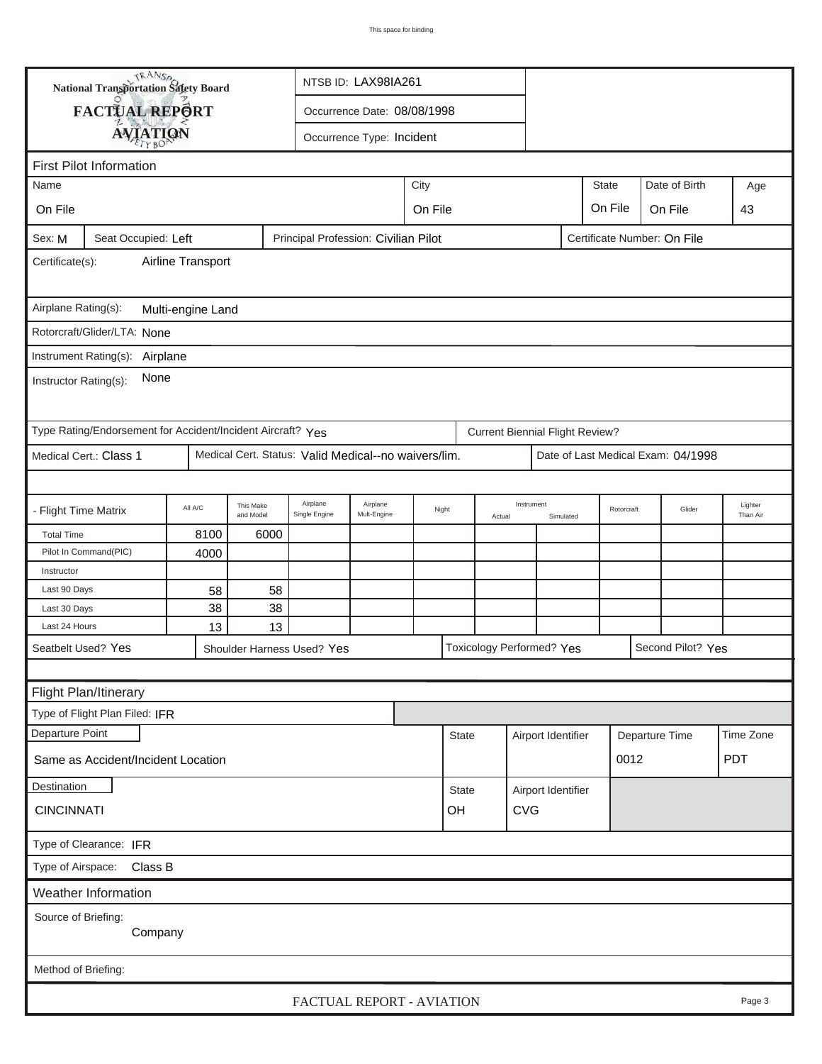**National Transportation Safety Board**

**FACTUAL REPORT**

**AVIATION**

NTSB ID: LAX98IA261

Occurrence Date: 08/08/1998

Occurrence Type: Incident

## First Pilot Information

| Name | City | State | Date of Birth | Age |
|---|---|---|---|---|
| On File | On File | On File | On File | 43 |

Sex: M | Seat Occupied: Left | Principal Profession: Civilian Pilot | Certificate Number: On File

Certificate(s): Airline Transport

Airplane Rating(s): Multi-engine Land

Rotorcraft/Glider/LTA: None

Instrument Rating(s): Airplane

Instructor Rating(s): None

Type Rating/Endorsement for Accident/Incident Aircraft? Yes | Current Biennial Flight Review?

Medical Cert.: Class 1 | Medical Cert. Status: Valid Medical--no waivers/lim. | Date of Last Medical Exam: 04/1998

| - Flight Time Matrix | All A/C | This Make and Model | Airplane Single Engine | Airplane Mult-Engine | Night | Instrument Actual | Instrument Simulated | Rotorcraft | Glider | Lighter Than Air |
|---|---|---|---|---|---|---|---|---|---|---|
| Total Time | 8100 | 6000 | | | | | | | | |
| Pilot In Command(PIC) | 4000 | | | | | | | | | |
| Instructor | | | | | | | | | | |
| Last 90 Days | 58 | 58 | | | | | | | | |
| Last 30 Days | 38 | 38 | | | | | | | | |
| Last 24 Hours | 13 | 13 | | | | | | | | |

Seatbelt Used? Yes | Shoulder Harness Used? Yes | Toxicology Performed? Yes | Second Pilot? Yes

## Flight Plan/Itinerary

Type of Flight Plan Filed: IFR

| Departure Point | State | Airport Identifier | Departure Time | Time Zone |
|---|---|---|---|---|
| Same as Accident/Incident Location | | | 0012 | PDT |

| Destination | State | Airport Identifier |
|---|---|---|
| CINCINNATI | OH | CVG |

Type of Clearance: IFR

Type of Airspace: Class B

## Weather Information

Source of Briefing: Company

Method of Briefing: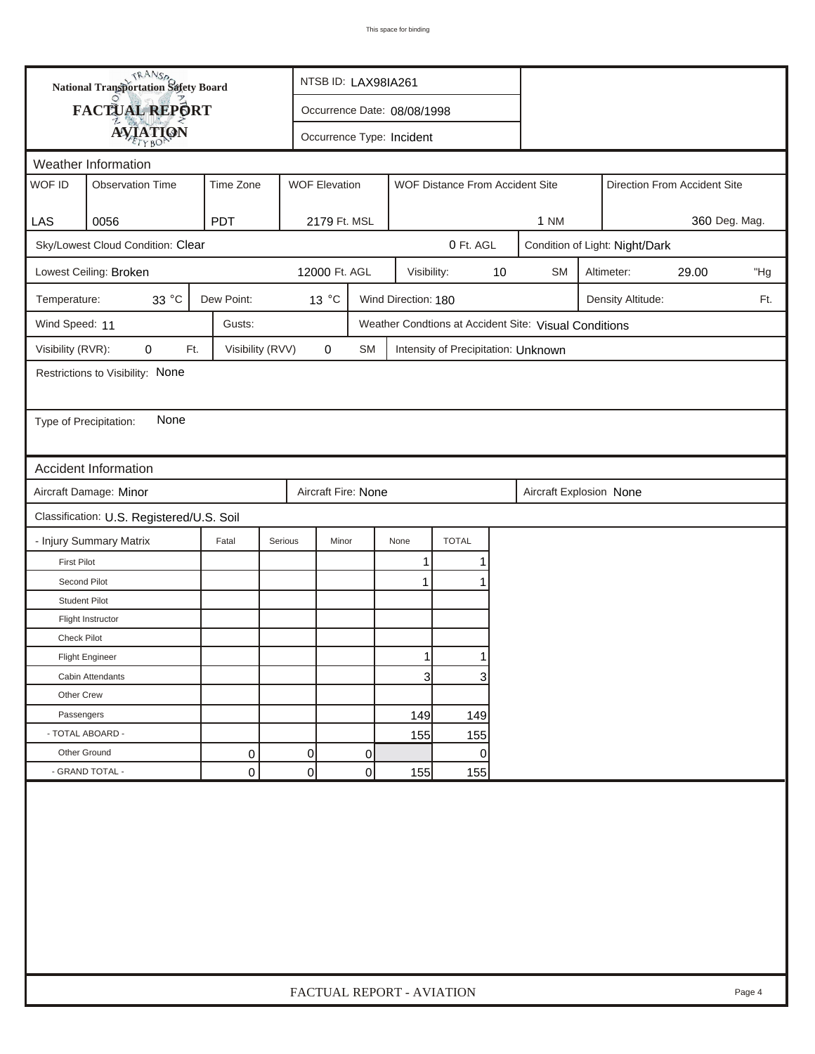**National Transportation Safety Board**

**FACTUAL REPORT**

**AVIATION**

NTSB ID: LAX98IA261

Occurrence Date: 08/08/1998

Occurrence Type: Incident

## Weather Information

| WOF ID | Observation Time | Time Zone | WOF Elevation | WOF Distance From Accident Site | Direction From Accident Site |
|---|---|---|---|---|---|
| LAS | 0056 | PDT | 2179 Ft. MSL | 1 NM | 360 Deg. Mag. |

Sky/Lowest Cloud Condition: Clear — 0 Ft. AGL — Condition of Light: Night/Dark

Lowest Ceiling: Broken — 12000 Ft. AGL — Visibility: 10 SM — Altimeter: 29.00 "Hg

Temperature: 33 °C — Dew Point: 13 °C — Wind Direction: 180 — Density Altitude: Ft.

Wind Speed: 11 — Gusts: — Weather Condtions at Accident Site: Visual Conditions

Visibility (RVR): 0 Ft. — Visibility (RVV) 0 SM — Intensity of Precipitation: Unknown

Restrictions to Visibility: None

Type of Precipitation: None

## Accident Information

Aircraft Damage: Minor — Aircraft Fire: None — Aircraft Explosion None

Classification: U.S. Registered/U.S. Soil

| - Injury Summary Matrix | Fatal | Serious | Minor | None | TOTAL |
|---|---|---|---|---|---|
| First Pilot | | | | 1 | 1 |
| Second Pilot | | | | 1 | 1 |
| Student Pilot | | | | | |
| Flight Instructor | | | | | |
| Check Pilot | | | | | |
| Flight Engineer | | | | 1 | 1 |
| Cabin Attendants | | | | 3 | 3 |
| Other Crew | | | | | |
| Passengers | | | | 149 | 149 |
| - TOTAL ABOARD - | | | | 155 | 155 |
| Other Ground | 0 | 0 | 0 | | 0 |
| - GRAND TOTAL - | 0 | 0 | 0 | 155 | 155 |

FACTUAL REPORT - AVIATION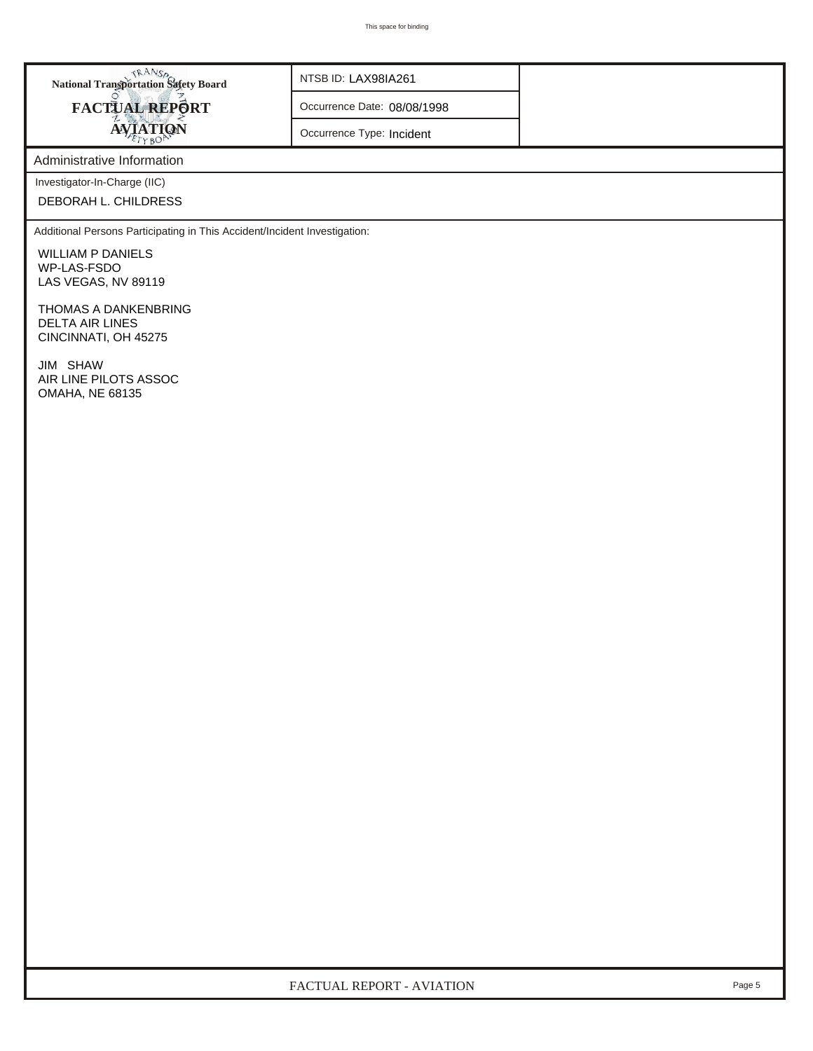**National Transportation Safety Board**
**FACTUAL REPORT**
**AVIATION**

| | |
|---|---|
| NTSB ID: LAX98IA261 | |
| Occurrence Date: 08/08/1998 | |
| Occurrence Type: Incident | |

## Administrative Information

Investigator-In-Charge (IIC)

DEBORAH L. CHILDRESS

Additional Persons Participating in This Accident/Incident Investigation:

WILLIAM P DANIELS
WP-LAS-FSDO
LAS VEGAS, NV 89119

THOMAS A DANKENBRING
DELTA AIR LINES
CINCINNATI, OH 45275

JIM SHAW
AIR LINE PILOTS ASSOC
OMAHA, NE 68135